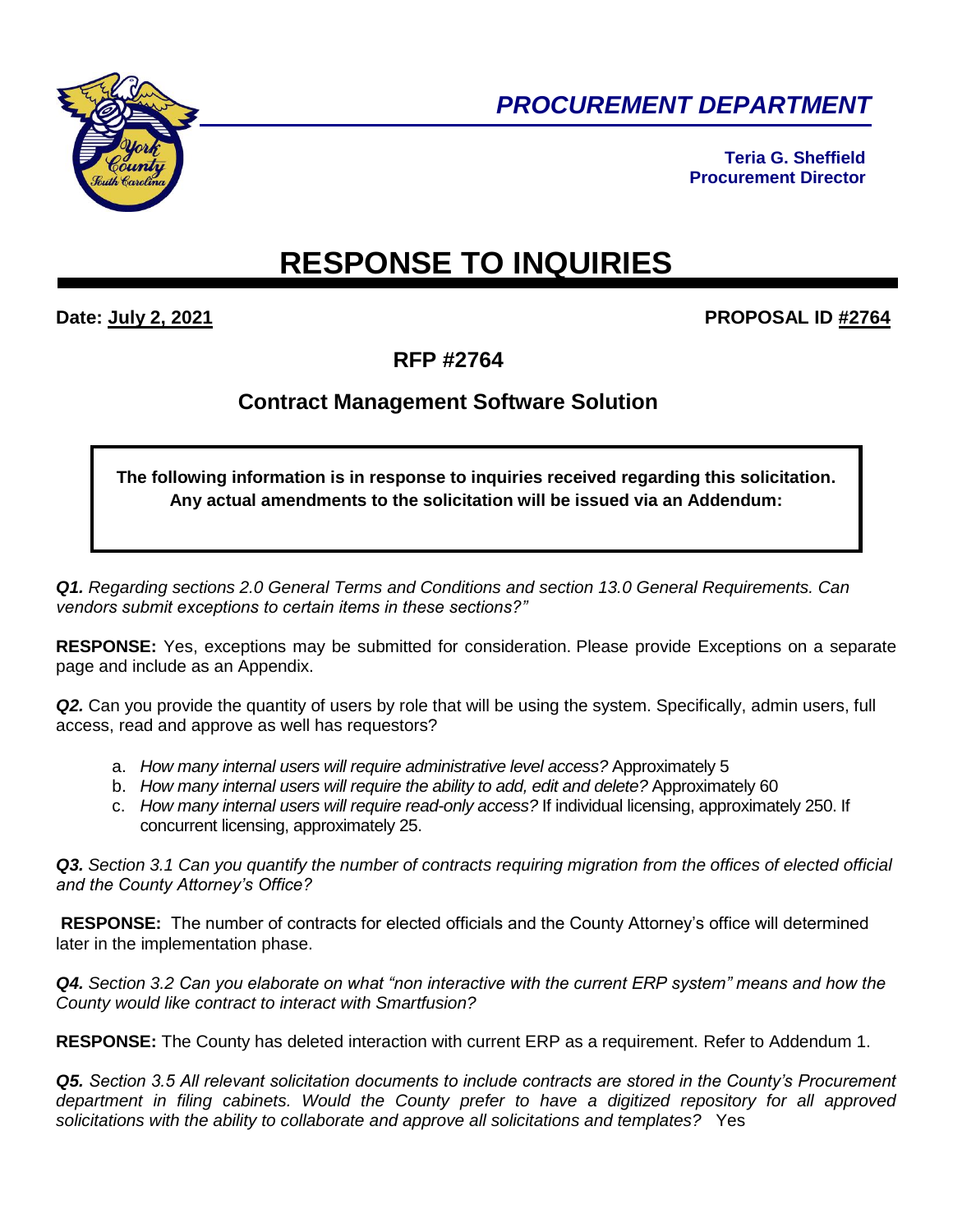**PROCUREMENT DEPARTMENT**

**Teria G. Sheffield**
**Procurement Director**

# RESPONSE TO INQUIRIES

**Date: July 2, 2021** **PROPOSAL ID #2764**

## RFP #2764

## Contract Management Software Solution

**The following information is in response to inquiries received regarding this solicitation. Any actual amendments to the solicitation will be issued via an Addendum:**

***Q1.*** *Regarding sections 2.0 General Terms and Conditions and section 13.0 General Requirements. Can vendors submit exceptions to certain items in these sections?"*

**RESPONSE:** Yes, exceptions may be submitted for consideration. Please provide Exceptions on a separate page and include as an Appendix.

***Q2.*** Can you provide the quantity of users by role that will be using the system. Specifically, admin users, full access, read and approve as well has requestors?

a. *How many internal users will require administrative level access?* Approximately 5
b. *How many internal users will require the ability to add, edit and delete?* Approximately 60
c. *How many internal users will require read-only access?* If individual licensing, approximately 250. If concurrent licensing, approximately 25.

***Q3.*** *Section 3.1 Can you quantify the number of contracts requiring migration from the offices of elected official and the County Attorney's Office?*

**RESPONSE:** The number of contracts for elected officials and the County Attorney's office will determined later in the implementation phase.

***Q4.*** *Section 3.2 Can you elaborate on what "non interactive with the current ERP system" means and how the County would like contract to interact with Smartfusion?*

**RESPONSE:** The County has deleted interaction with current ERP as a requirement. Refer to Addendum 1.

***Q5.*** *Section 3.5 All relevant solicitation documents to include contracts are stored in the County's Procurement department in filing cabinets. Would the County prefer to have a digitized repository for all approved solicitations with the ability to collaborate and approve all solicitations and templates?* Yes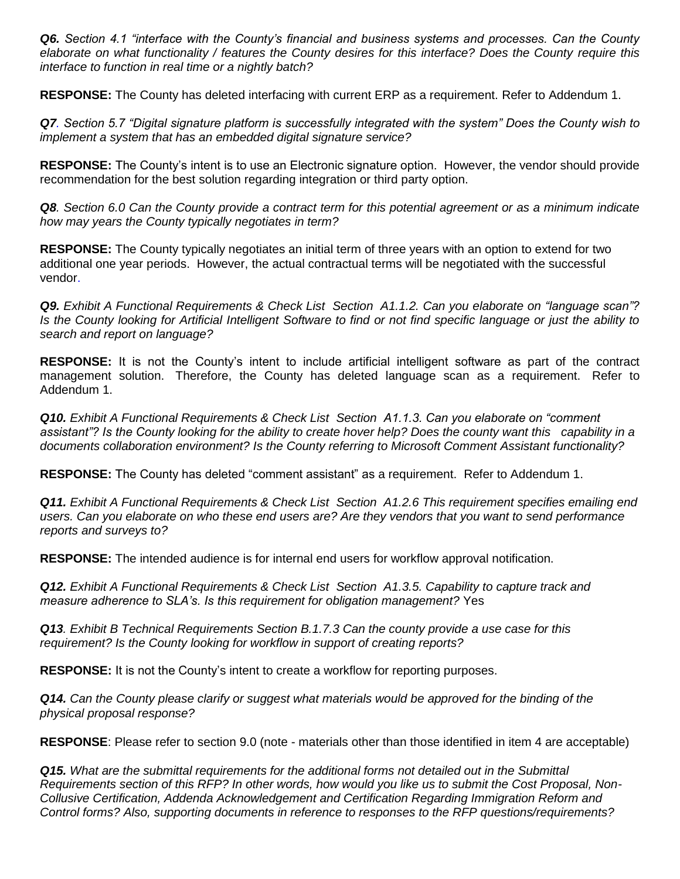***Q6.*** *Section 4.1 "interface with the County's financial and business systems and processes. Can the County elaborate on what functionality / features the County desires for this interface? Does the County require this interface to function in real time or a nightly batch?*

**RESPONSE:** The County has deleted interfacing with current ERP as a requirement. Refer to Addendum 1.

***Q7***. *Section 5.7 "Digital signature platform is successfully integrated with the system" Does the County wish to implement a system that has an embedded digital signature service?*

**RESPONSE:** The County's intent is to use an Electronic signature option. However, the vendor should provide recommendation for the best solution regarding integration or third party option.

***Q8***. *Section 6.0 Can the County provide a contract term for this potential agreement or as a minimum indicate how may years the County typically negotiates in term?*

**RESPONSE:** The County typically negotiates an initial term of three years with an option to extend for two additional one year periods. However, the actual contractual terms will be negotiated with the successful vendor.

***Q9.*** *Exhibit A Functional Requirements & Check List Section A1.1.2. Can you elaborate on "language scan"? Is the County looking for Artificial Intelligent Software to find or not find specific language or just the ability to search and report on language?*

**RESPONSE:** It is not the County's intent to include artificial intelligent software as part of the contract management solution. Therefore, the County has deleted language scan as a requirement. Refer to Addendum 1.

***Q10.*** *Exhibit A Functional Requirements & Check List Section A1.1.3. Can you elaborate on "comment assistant"? Is the County looking for the ability to create hover help? Does the county want this capability in a documents collaboration environment? Is the County referring to Microsoft Comment Assistant functionality?*

**RESPONSE:** The County has deleted "comment assistant" as a requirement. Refer to Addendum 1.

***Q11.*** *Exhibit A Functional Requirements & Check List Section A1.2.6 This requirement specifies emailing end users. Can you elaborate on who these end users are? Are they vendors that you want to send performance reports and surveys to?*

**RESPONSE:** The intended audience is for internal end users for workflow approval notification.

***Q12.*** *Exhibit A Functional Requirements & Check List Section A1.3.5. Capability to capture track and measure adherence to SLA's. Is this requirement for obligation management?* Yes

***Q13***. *Exhibit B Technical Requirements Section B.1.7.3 Can the county provide a use case for this requirement? Is the County looking for workflow in support of creating reports?*

**RESPONSE:** It is not the County's intent to create a workflow for reporting purposes.

***Q14.*** *Can the County please clarify or suggest what materials would be approved for the binding of the physical proposal response?*

**RESPONSE**: Please refer to section 9.0 (note - materials other than those identified in item 4 are acceptable)

***Q15.*** *What are the submittal requirements for the additional forms not detailed out in the Submittal Requirements section of this RFP? In other words, how would you like us to submit the Cost Proposal, Non-Collusive Certification, Addenda Acknowledgement and Certification Regarding Immigration Reform and Control forms? Also, supporting documents in reference to responses to the RFP questions/requirements?*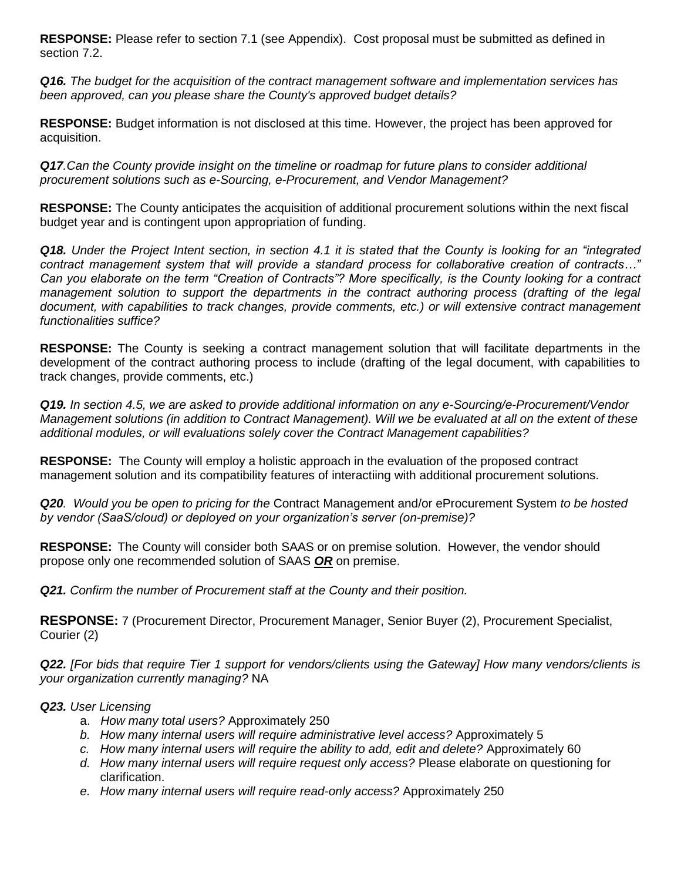**RESPONSE:** Please refer to section 7.1 (see Appendix). Cost proposal must be submitted as defined in section 7.2.

***Q16.*** *The budget for the acquisition of the contract management software and implementation services has been approved, can you please share the County's approved budget details?*

**RESPONSE:** Budget information is not disclosed at this time. However, the project has been approved for acquisition.

***Q17****.Can the County provide insight on the timeline or roadmap for future plans to consider additional procurement solutions such as e-Sourcing, e-Procurement, and Vendor Management?*

**RESPONSE:** The County anticipates the acquisition of additional procurement solutions within the next fiscal budget year and is contingent upon appropriation of funding.

***Q18.*** *Under the Project Intent section, in section 4.1 it is stated that the County is looking for an "integrated contract management system that will provide a standard process for collaborative creation of contracts…" Can you elaborate on the term "Creation of Contracts"? More specifically, is the County looking for a contract management solution to support the departments in the contract authoring process (drafting of the legal document, with capabilities to track changes, provide comments, etc.) or will extensive contract management functionalities suffice?*

**RESPONSE:** The County is seeking a contract management solution that will facilitate departments in the development of the contract authoring process to include (drafting of the legal document, with capabilities to track changes, provide comments, etc.)

***Q19.*** *In section 4.5, we are asked to provide additional information on any e-Sourcing/e-Procurement/Vendor Management solutions (in addition to Contract Management). Will we be evaluated at all on the extent of these additional modules, or will evaluations solely cover the Contract Management capabilities?*

**RESPONSE:** The County will employ a holistic approach in the evaluation of the proposed contract management solution and its compatibility features of interactiing with additional procurement solutions.

***Q20***. *Would you be open to pricing for the* Contract Management and/or eProcurement System *to be hosted by vendor (SaaS/cloud) or deployed on your organization's server (on-premise)?*

**RESPONSE:** The County will consider both SAAS or on premise solution. However, the vendor should propose only one recommended solution of SAAS ***<u>OR</u>*** on premise.

***Q21.*** *Confirm the number of Procurement staff at the County and their position.*

**RESPONSE:** 7 (Procurement Director, Procurement Manager, Senior Buyer (2), Procurement Specialist, Courier (2)

***Q22.*** *[For bids that require Tier 1 support for vendors/clients using the Gateway] How many vendors/clients is your organization currently managing?* NA

***Q23.*** *User Licensing*

a. *How many total users?* Approximately 250
b. *How many internal users will require administrative level access?* Approximately 5
c. *How many internal users will require the ability to add, edit and delete?* Approximately 60
d. *How many internal users will require request only access?* Please elaborate on questioning for clarification.
e. *How many internal users will require read-only access?* Approximately 250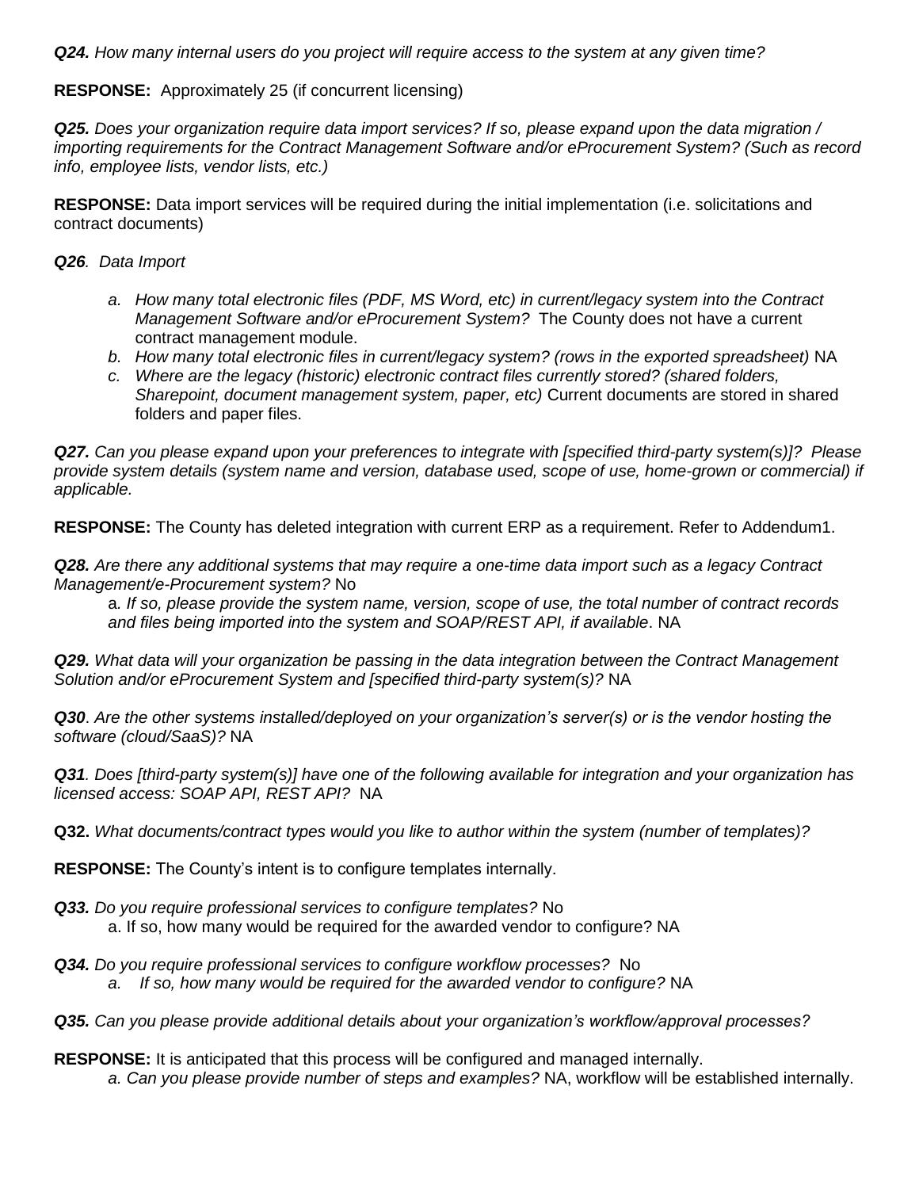***Q24.*** *How many internal users do you project will require access to the system at any given time?*

**RESPONSE:** Approximately 25 (if concurrent licensing)

***Q25.*** *Does your organization require data import services? If so, please expand upon the data migration / importing requirements for the Contract Management Software and/or eProcurement System? (Such as record info, employee lists, vendor lists, etc.)*

**RESPONSE:** Data import services will be required during the initial implementation (i.e. solicitations and contract documents)

***Q26***. *Data Import*

- a. *How many total electronic files (PDF, MS Word, etc) in current/legacy system into the Contract Management Software and/or eProcurement System?* The County does not have a current contract management module.
- b. *How many total electronic files in current/legacy system? (rows in the exported spreadsheet)* NA
- c. *Where are the legacy (historic) electronic contract files currently stored? (shared folders, Sharepoint, document management system, paper, etc)* Current documents are stored in shared folders and paper files.

***Q27.*** *Can you please expand upon your preferences to integrate with [specified third-party system(s)]? Please provide system details (system name and version, database used, scope of use, home-grown or commercial) if applicable.*

**RESPONSE:** The County has deleted integration with current ERP as a requirement. Refer to Addendum1.

***Q28.*** *Are there any additional systems that may require a one-time data import such as a legacy Contract Management/e-Procurement system?* No

a. *If so, please provide the system name, version, scope of use, the total number of contract records and files being imported into the system and SOAP/REST API, if available*. NA

***Q29.*** *What data will your organization be passing in the data integration between the Contract Management Solution and/or eProcurement System and [specified third-party system(s)?* NA

***Q30***. *Are the other systems installed/deployed on your organization's server(s) or is the vendor hosting the software (cloud/SaaS)?* NA

***Q31***. *Does [third-party system(s)] have one of the following available for integration and your organization has licensed access: SOAP API, REST API?* NA

**Q32.** *What documents/contract types would you like to author within the system (number of templates)?*

**RESPONSE:** The County's intent is to configure templates internally.

***Q33.*** *Do you require professional services to configure templates?* No

a. If so, how many would be required for the awarded vendor to configure? NA

***Q34.*** *Do you require professional services to configure workflow processes?* No

a. *If so, how many would be required for the awarded vendor to configure?* NA

***Q35.*** *Can you please provide additional details about your organization's workflow/approval processes?*

**RESPONSE:** It is anticipated that this process will be configured and managed internally.

a. *Can you please provide number of steps and examples?* NA, workflow will be established internally.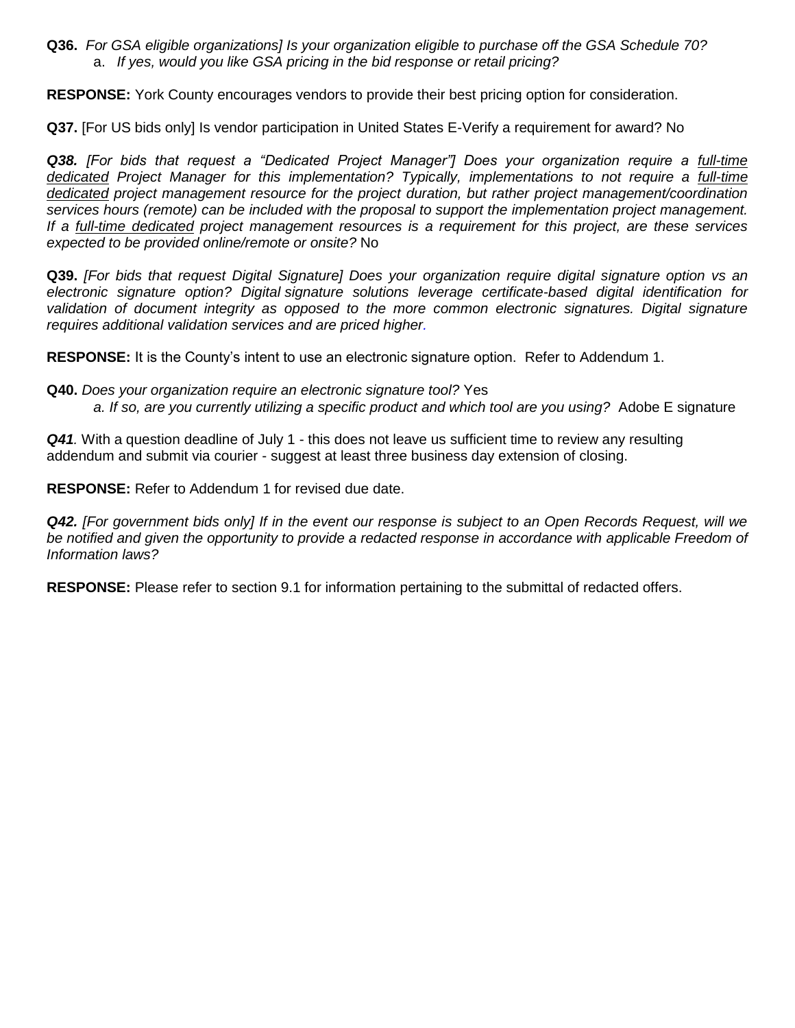**Q36.** *For GSA eligible organizations] Is your organization eligible to purchase off the GSA Schedule 70?*

a. *If yes, would you like GSA pricing in the bid response or retail pricing?*

**RESPONSE:** York County encourages vendors to provide their best pricing option for consideration.

**Q37.** [For US bids only] Is vendor participation in United States E-Verify a requirement for award? No

***Q38.*** *[For bids that request a "Dedicated Project Manager"] Does your organization require a full-time dedicated Project Manager for this implementation? Typically, implementations to not require a full-time dedicated project management resource for the project duration, but rather project management/coordination services hours (remote) can be included with the proposal to support the implementation project management. If a full-time dedicated project management resources is a requirement for this project, are these services expected to be provided online/remote or onsite?* No

**Q39.** *[For bids that request Digital Signature] Does your organization require digital signature option vs an electronic signature option? Digital signature solutions leverage certificate-based digital identification for validation of document integrity as opposed to the more common electronic signatures. Digital signature requires additional validation services and are priced higher.*

**RESPONSE:** It is the County's intent to use an electronic signature option. Refer to Addendum 1.

**Q40.** *Does your organization require an electronic signature tool?* Yes

*a. If so, are you currently utilizing a specific product and which tool are you using?* Adobe E signature

***Q41.*** With a question deadline of July 1 - this does not leave us sufficient time to review any resulting addendum and submit via courier - suggest at least three business day extension of closing.

**RESPONSE:** Refer to Addendum 1 for revised due date.

***Q42.*** *[For government bids only] If in the event our response is subject to an Open Records Request, will we be notified and given the opportunity to provide a redacted response in accordance with applicable Freedom of Information laws?*

**RESPONSE:** Please refer to section 9.1 for information pertaining to the submittal of redacted offers.